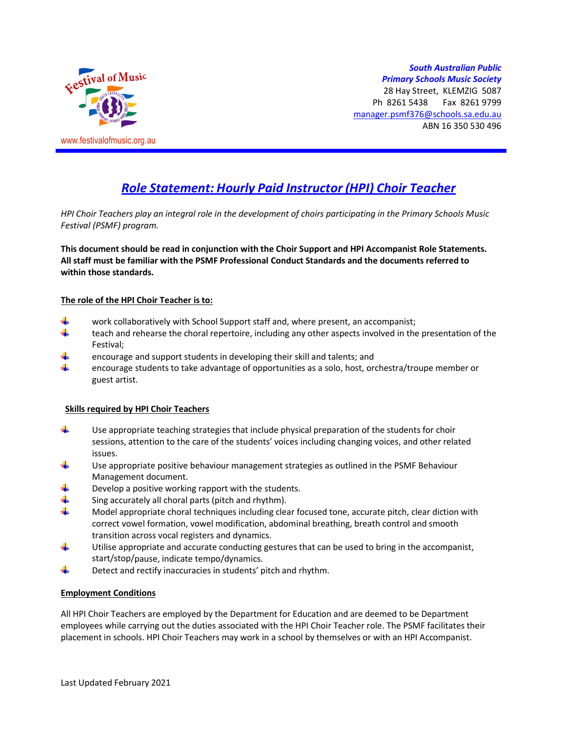Festival of Music

www.festivalofmusic.org.au

***South Australian Public Primary Schools Music Society***
28 Hay Street, KLEMZIG 5087
Ph 8261 5438 Fax 8261 9799
manager.psmf376@schools.sa.edu.au
ABN 16 350 530 496

# *Role Statement: Hourly Paid Instructor (HPI) Choir Teacher*

*HPI Choir Teachers play an integral role in the development of choirs participating in the Primary Schools Music Festival (PSMF) program.*

**This document should be read in conjunction with the Choir Support and HPI Accompanist Role Statements. All staff must be familiar with the PSMF Professional Conduct Standards and the documents referred to within those standards.**

## The role of the HPI Choir Teacher is to:

- work collaboratively with School Support staff and, where present, an accompanist;
- teach and rehearse the choral repertoire, including any other aspects involved in the presentation of the Festival;
- encourage and support students in developing their skill and talents; and
- encourage students to take advantage of opportunities as a solo, host, orchestra/troupe member or guest artist.

## Skills required by HPI Choir Teachers

- Use appropriate teaching strategies that include physical preparation of the students for choir sessions, attention to the care of the students' voices including changing voices, and other related issues.
- Use appropriate positive behaviour management strategies as outlined in the PSMF Behaviour Management document.
- Develop a positive working rapport with the students.
- Sing accurately all choral parts (pitch and rhythm).
- Model appropriate choral techniques including clear focused tone, accurate pitch, clear diction with correct vowel formation, vowel modification, abdominal breathing, breath control and smooth transition across vocal registers and dynamics.
- Utilise appropriate and accurate conducting gestures that can be used to bring in the accompanist, start/stop/pause, indicate tempo/dynamics.
- Detect and rectify inaccuracies in students' pitch and rhythm.

## Employment Conditions

All HPI Choir Teachers are employed by the Department for Education and are deemed to be Department employees while carrying out the duties associated with the HPI Choir Teacher role. The PSMF facilitates their placement in schools. HPI Choir Teachers may work in a school by themselves or with an HPI Accompanist.

Last Updated February 2021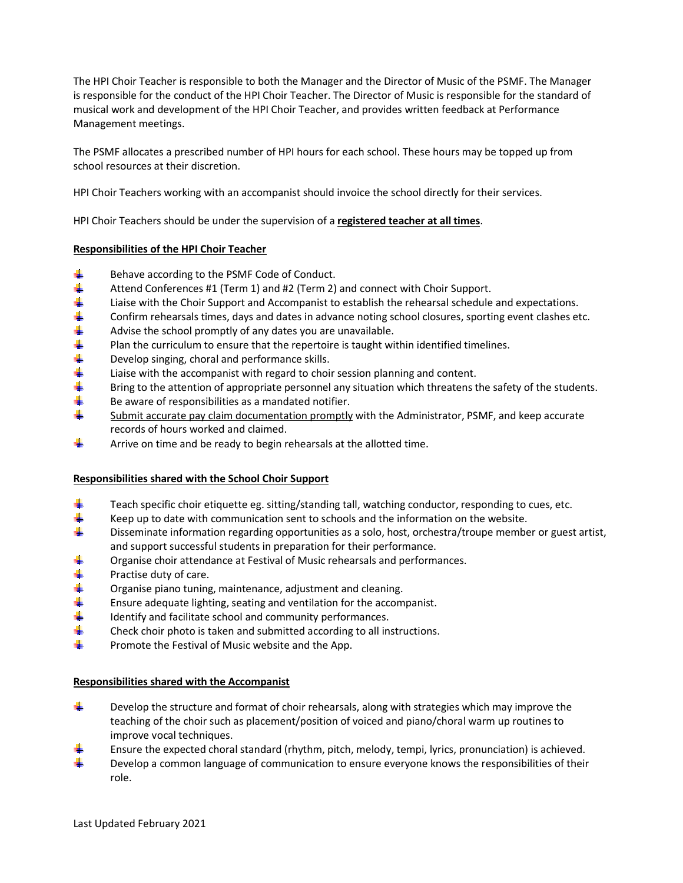The HPI Choir Teacher is responsible to both the Manager and the Director of Music of the PSMF. The Manager is responsible for the conduct of the HPI Choir Teacher. The Director of Music is responsible for the standard of musical work and development of the HPI Choir Teacher, and provides written feedback at Performance Management meetings.

The PSMF allocates a prescribed number of HPI hours for each school. These hours may be topped up from school resources at their discretion.

HPI Choir Teachers working with an accompanist should invoice the school directly for their services.

HPI Choir Teachers should be under the supervision of a **registered teacher at all times**.

**Responsibilities of the HPI Choir Teacher**

- Behave according to the PSMF Code of Conduct.
- Attend Conferences #1 (Term 1) and #2 (Term 2) and connect with Choir Support.
- Liaise with the Choir Support and Accompanist to establish the rehearsal schedule and expectations.
- Confirm rehearsals times, days and dates in advance noting school closures, sporting event clashes etc.
- Advise the school promptly of any dates you are unavailable.
- Plan the curriculum to ensure that the repertoire is taught within identified timelines.
- Develop singing, choral and performance skills.
- Liaise with the accompanist with regard to choir session planning and content.
- Bring to the attention of appropriate personnel any situation which threatens the safety of the students.
- Be aware of responsibilities as a mandated notifier.
- Submit accurate pay claim documentation promptly with the Administrator, PSMF, and keep accurate records of hours worked and claimed.
- Arrive on time and be ready to begin rehearsals at the allotted time.

**Responsibilities shared with the School Choir Support**

- Teach specific choir etiquette eg. sitting/standing tall, watching conductor, responding to cues, etc.
- Keep up to date with communication sent to schools and the information on the website.
- Disseminate information regarding opportunities as a solo, host, orchestra/troupe member or guest artist, and support successful students in preparation for their performance.
- Organise choir attendance at Festival of Music rehearsals and performances.
- Practise duty of care.
- Organise piano tuning, maintenance, adjustment and cleaning.
- Ensure adequate lighting, seating and ventilation for the accompanist.
- Identify and facilitate school and community performances.
- Check choir photo is taken and submitted according to all instructions.
- Promote the Festival of Music website and the App.

**Responsibilities shared with the Accompanist**

- Develop the structure and format of choir rehearsals, along with strategies which may improve the teaching of the choir such as placement/position of voiced and piano/choral warm up routines to improve vocal techniques.
- Ensure the expected choral standard (rhythm, pitch, melody, tempi, lyrics, pronunciation) is achieved.
- Develop a common language of communication to ensure everyone knows the responsibilities of their role.

Last Updated February 2021